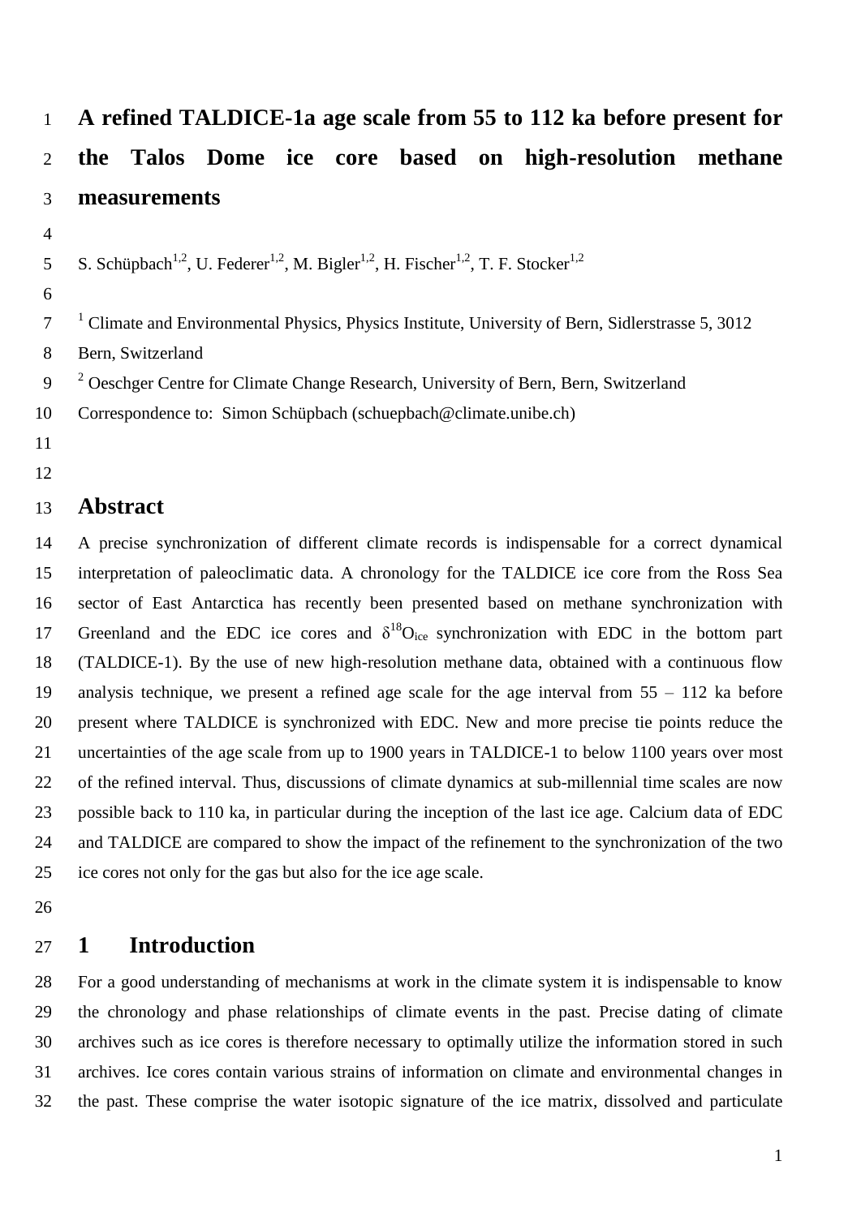# A refined TALDICE-1a age scale from 55 to 112 ka before present for the Talos Dome ice core based on high-resolution methane measurements

S. Schüpbach[1,2], U. Federer[1,2], M. Bigler[1,2], H. Fischer[1,2], T. F. Stocker[1,2]

[1] Climate and Environmental Physics, Physics Institute, University of Bern, Sidlerstrasse 5, 3012 Bern, Switzerland

[2] Oeschger Centre for Climate Change Research, University of Bern, Bern, Switzerland

Correspondence to: Simon Schüpbach (schuepbach@climate.unibe.ch)

## Abstract

A precise synchronization of different climate records is indispensable for a correct dynamical interpretation of paleoclimatic data. A chronology for the TALDICE ice core from the Ross Sea sector of East Antarctica has recently been presented based on methane synchronization with Greenland and the EDC ice cores and $\delta^{18}O_{ice}$ synchronization with EDC in the bottom part (TALDICE-1). By the use of new high-resolution methane data, obtained with a continuous flow analysis technique, we present a refined age scale for the age interval from 55 – 112 ka before present where TALDICE is synchronized with EDC. New and more precise tie points reduce the uncertainties of the age scale from up to 1900 years in TALDICE-1 to below 1100 years over most of the refined interval. Thus, discussions of climate dynamics at sub-millennial time scales are now possible back to 110 ka, in particular during the inception of the last ice age. Calcium data of EDC and TALDICE are compared to show the impact of the refinement to the synchronization of the two ice cores not only for the gas but also for the ice age scale.

## 1 Introduction

For a good understanding of mechanisms at work in the climate system it is indispensable to know the chronology and phase relationships of climate events in the past. Precise dating of climate archives such as ice cores is therefore necessary to optimally utilize the information stored in such archives. Ice cores contain various strains of information on climate and environmental changes in the past. These comprise the water isotopic signature of the ice matrix, dissolved and particulate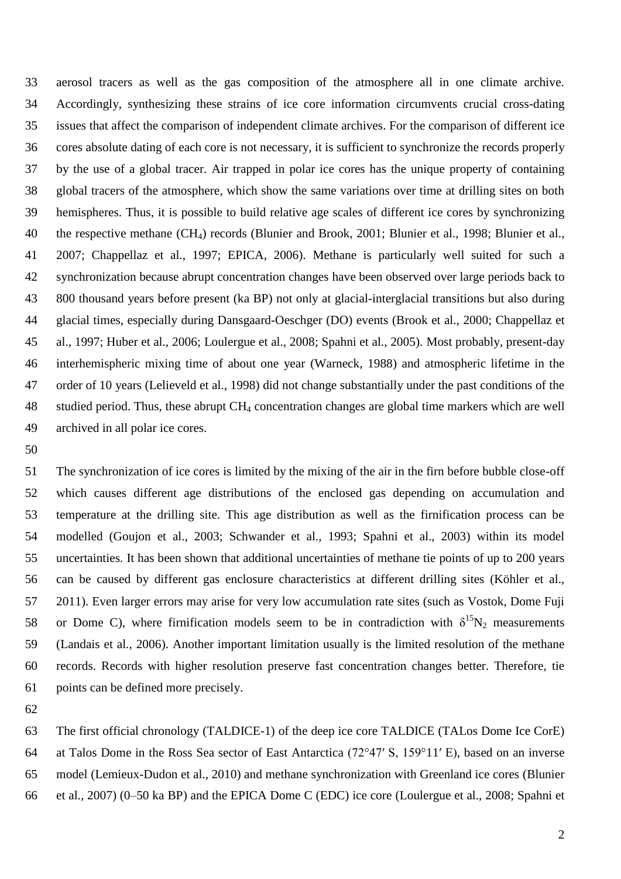aerosol tracers as well as the gas composition of the atmosphere all in one climate archive. Accordingly, synthesizing these strains of ice core information circumvents crucial cross-dating issues that affect the comparison of independent climate archives. For the comparison of different ice cores absolute dating of each core is not necessary, it is sufficient to synchronize the records properly by the use of a global tracer. Air trapped in polar ice cores has the unique property of containing global tracers of the atmosphere, which show the same variations over time at drilling sites on both hemispheres. Thus, it is possible to build relative age scales of different ice cores by synchronizing the respective methane ($CH_4$) records (Blunier and Brook, 2001; Blunier et al., 1998; Blunier et al., 2007; Chappellaz et al., 1997; EPICA, 2006). Methane is particularly well suited for such a synchronization because abrupt concentration changes have been observed over large periods back to 800 thousand years before present (ka BP) not only at glacial-interglacial transitions but also during glacial times, especially during Dansgaard-Oeschger (DO) events (Brook et al., 2000; Chappellaz et al., 1997; Huber et al., 2006; Loulergue et al., 2008; Spahni et al., 2005). Most probably, present-day interhemispheric mixing time of about one year (Warneck, 1988) and atmospheric lifetime in the order of 10 years (Lelieveld et al., 1998) did not change substantially under the past conditions of the studied period. Thus, these abrupt $CH_4$ concentration changes are global time markers which are well archived in all polar ice cores.

The synchronization of ice cores is limited by the mixing of the air in the firn before bubble close-off which causes different age distributions of the enclosed gas depending on accumulation and temperature at the drilling site. This age distribution as well as the firnification process can be modelled (Goujon et al., 2003; Schwander et al., 1993; Spahni et al., 2003) within its model uncertainties. It has been shown that additional uncertainties of methane tie points of up to 200 years can be caused by different gas enclosure characteristics at different drilling sites (Köhler et al., 2011). Even larger errors may arise for very low accumulation rate sites (such as Vostok, Dome Fuji or Dome C), where firnification models seem to be in contradiction with $\delta^{15}N_2$ measurements (Landais et al., 2006). Another important limitation usually is the limited resolution of the methane records. Records with higher resolution preserve fast concentration changes better. Therefore, tie points can be defined more precisely.

The first official chronology (TALDICE-1) of the deep ice core TALDICE (TALos Dome Ice CorE) at Talos Dome in the Ross Sea sector of East Antarctica (72°47′ S, 159°11′ E), based on an inverse model (Lemieux-Dudon et al., 2010) and methane synchronization with Greenland ice cores (Blunier et al., 2007) (0–50 ka BP) and the EPICA Dome C (EDC) ice core (Loulergue et al., 2008; Spahni et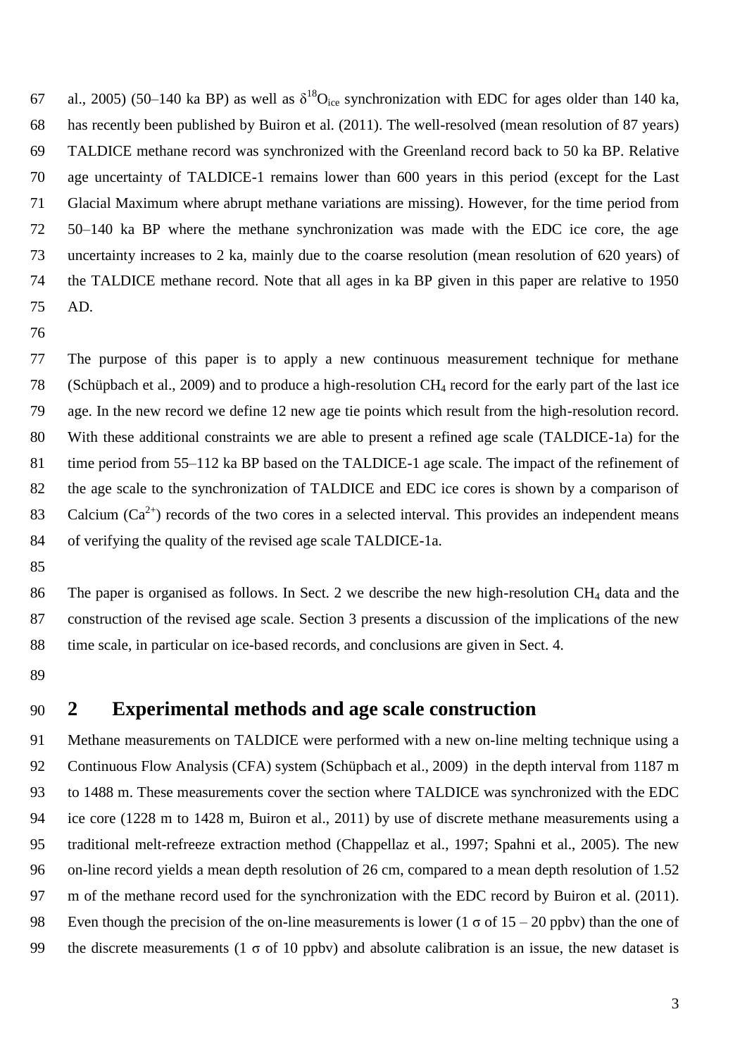al., 2005) (50–140 ka BP) as well as $\delta^{18}O_{ice}$ synchronization with EDC for ages older than 140 ka, has recently been published by Buiron et al. (2011). The well-resolved (mean resolution of 87 years) TALDICE methane record was synchronized with the Greenland record back to 50 ka BP. Relative age uncertainty of TALDICE-1 remains lower than 600 years in this period (except for the Last Glacial Maximum where abrupt methane variations are missing). However, for the time period from 50–140 ka BP where the methane synchronization was made with the EDC ice core, the age uncertainty increases to 2 ka, mainly due to the coarse resolution (mean resolution of 620 years) of the TALDICE methane record. Note that all ages in ka BP given in this paper are relative to 1950 AD.

The purpose of this paper is to apply a new continuous measurement technique for methane (Schüpbach et al., 2009) and to produce a high-resolution $CH_4$ record for the early part of the last ice age. In the new record we define 12 new age tie points which result from the high-resolution record. With these additional constraints we are able to present a refined age scale (TALDICE-1a) for the time period from 55–112 ka BP based on the TALDICE-1 age scale. The impact of the refinement of the age scale to the synchronization of TALDICE and EDC ice cores is shown by a comparison of Calcium ($Ca^{2+}$) records of the two cores in a selected interval. This provides an independent means of verifying the quality of the revised age scale TALDICE-1a.

The paper is organised as follows. In Sect. 2 we describe the new high-resolution $CH_4$ data and the construction of the revised age scale. Section 3 presents a discussion of the implications of the new time scale, in particular on ice-based records, and conclusions are given in Sect. 4.

## 2 Experimental methods and age scale construction

Methane measurements on TALDICE were performed with a new on-line melting technique using a Continuous Flow Analysis (CFA) system (Schüpbach et al., 2009) in the depth interval from 1187 m to 1488 m. These measurements cover the section where TALDICE was synchronized with the EDC ice core (1228 m to 1428 m, Buiron et al., 2011) by use of discrete methane measurements using a traditional melt-refreeze extraction method (Chappellaz et al., 1997; Spahni et al., 2005). The new on-line record yields a mean depth resolution of 26 cm, compared to a mean depth resolution of 1.52 m of the methane record used for the synchronization with the EDC record by Buiron et al. (2011). Even though the precision of the on-line measurements is lower (1 $\sigma$ of 15 – 20 ppbv) than the one of the discrete measurements (1 $\sigma$ of 10 ppbv) and absolute calibration is an issue, the new dataset is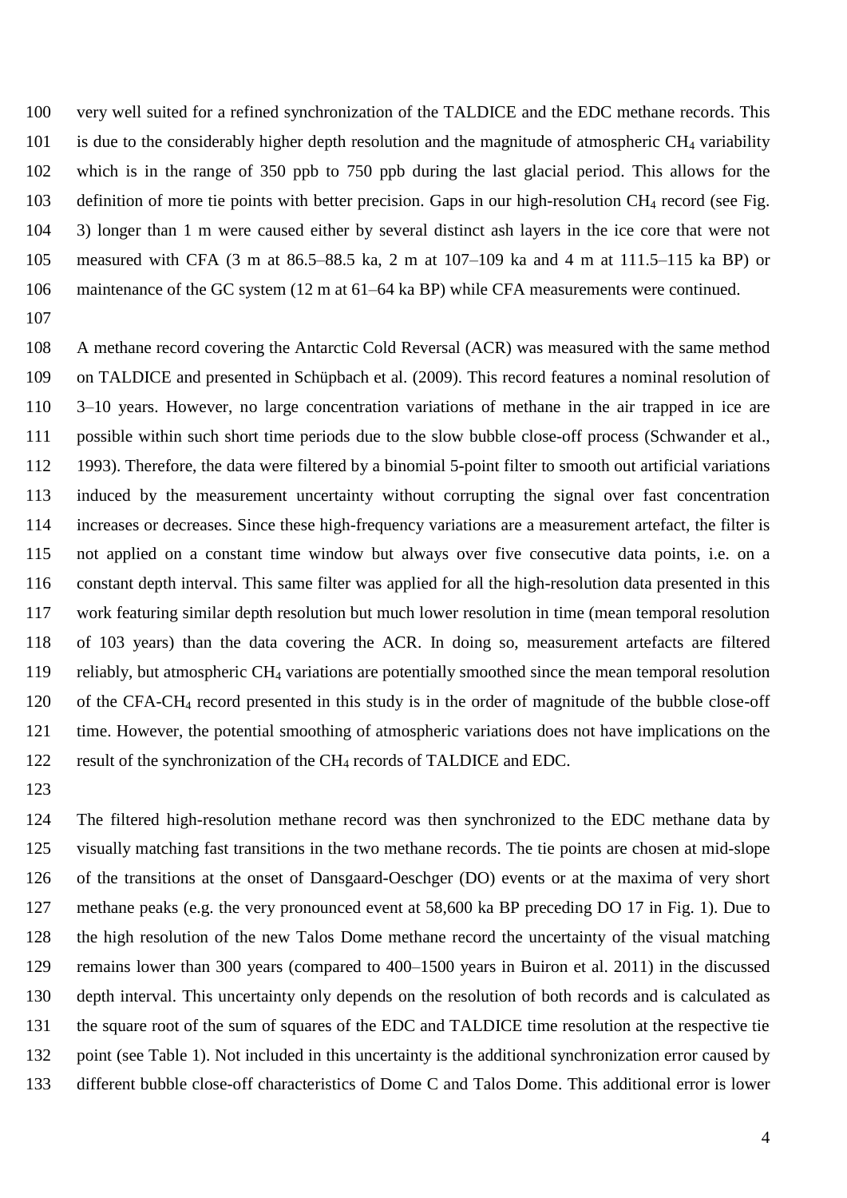very well suited for a refined synchronization of the TALDICE and the EDC methane records. This is due to the considerably higher depth resolution and the magnitude of atmospheric $CH_4$ variability which is in the range of 350 ppb to 750 ppb during the last glacial period. This allows for the definition of more tie points with better precision. Gaps in our high-resolution $CH_4$ record (see Fig. 3) longer than 1 m were caused either by several distinct ash layers in the ice core that were not measured with CFA (3 m at 86.5–88.5 ka, 2 m at 107–109 ka and 4 m at 111.5–115 ka BP) or maintenance of the GC system (12 m at 61–64 ka BP) while CFA measurements were continued.

A methane record covering the Antarctic Cold Reversal (ACR) was measured with the same method on TALDICE and presented in Schüpbach et al. (2009). This record features a nominal resolution of 3–10 years. However, no large concentration variations of methane in the air trapped in ice are possible within such short time periods due to the slow bubble close-off process (Schwander et al., 1993). Therefore, the data were filtered by a binomial 5-point filter to smooth out artificial variations induced by the measurement uncertainty without corrupting the signal over fast concentration increases or decreases. Since these high-frequency variations are a measurement artefact, the filter is not applied on a constant time window but always over five consecutive data points, i.e. on a constant depth interval. This same filter was applied for all the high-resolution data presented in this work featuring similar depth resolution but much lower resolution in time (mean temporal resolution of 103 years) than the data covering the ACR. In doing so, measurement artefacts are filtered reliably, but atmospheric $CH_4$ variations are potentially smoothed since the mean temporal resolution of the CFA-$CH_4$ record presented in this study is in the order of magnitude of the bubble close-off time. However, the potential smoothing of atmospheric variations does not have implications on the result of the synchronization of the $CH_4$ records of TALDICE and EDC.

The filtered high-resolution methane record was then synchronized to the EDC methane data by visually matching fast transitions in the two methane records. The tie points are chosen at mid-slope of the transitions at the onset of Dansgaard-Oeschger (DO) events or at the maxima of very short methane peaks (e.g. the very pronounced event at 58,600 ka BP preceding DO 17 in Fig. 1). Due to the high resolution of the new Talos Dome methane record the uncertainty of the visual matching remains lower than 300 years (compared to 400–1500 years in Buiron et al. 2011) in the discussed depth interval. This uncertainty only depends on the resolution of both records and is calculated as the square root of the sum of squares of the EDC and TALDICE time resolution at the respective tie point (see Table 1). Not included in this uncertainty is the additional synchronization error caused by different bubble close-off characteristics of Dome C and Talos Dome. This additional error is lower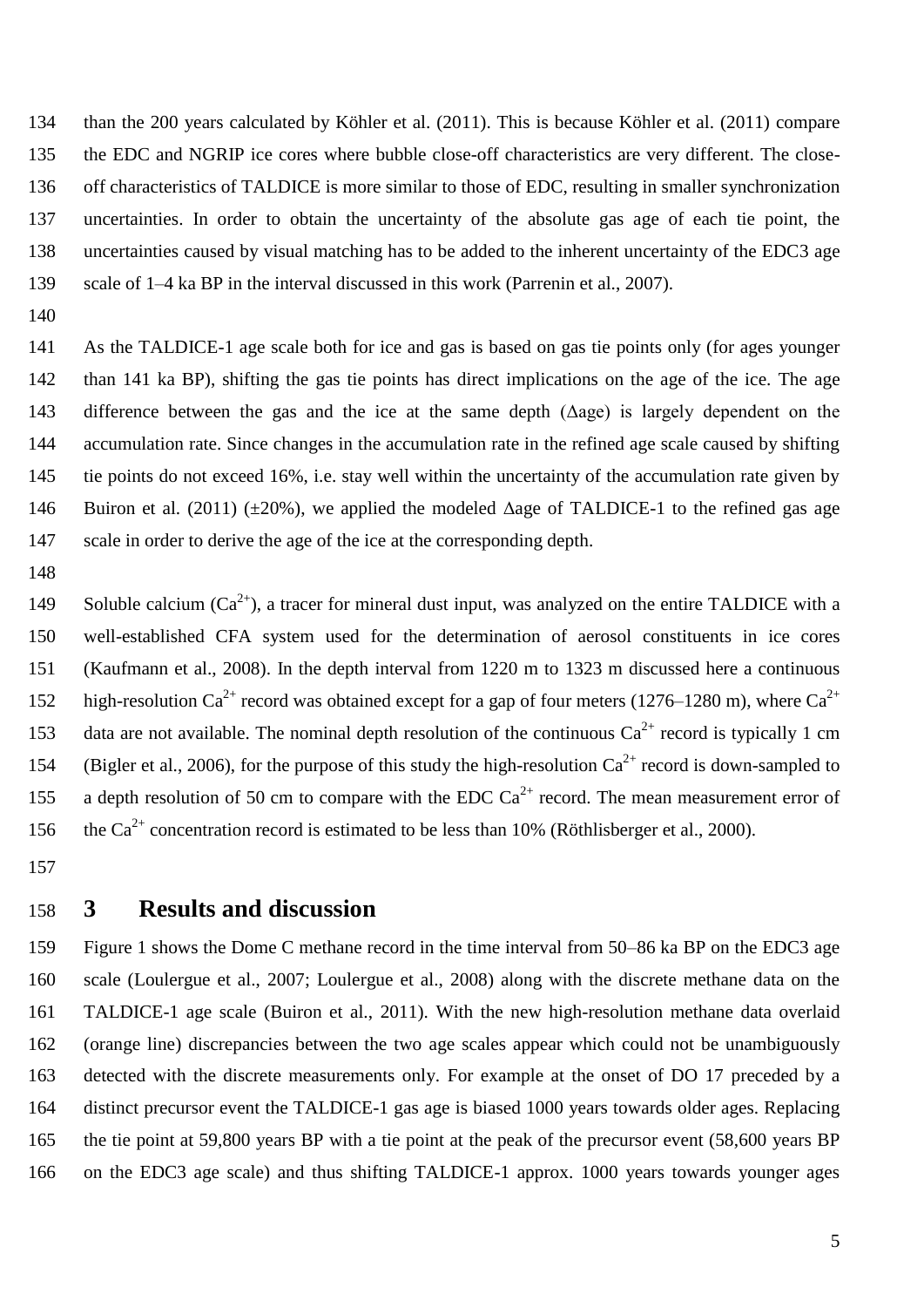than the 200 years calculated by Köhler et al. (2011). This is because Köhler et al. (2011) compare the EDC and NGRIP ice cores where bubble close-off characteristics are very different. The close-off characteristics of TALDICE is more similar to those of EDC, resulting in smaller synchronization uncertainties. In order to obtain the uncertainty of the absolute gas age of each tie point, the uncertainties caused by visual matching has to be added to the inherent uncertainty of the EDC3 age scale of 1–4 ka BP in the interval discussed in this work (Parrenin et al., 2007).

As the TALDICE-1 age scale both for ice and gas is based on gas tie points only (for ages younger than 141 ka BP), shifting the gas tie points has direct implications on the age of the ice. The age difference between the gas and the ice at the same depth (Δage) is largely dependent on the accumulation rate. Since changes in the accumulation rate in the refined age scale caused by shifting tie points do not exceed 16%, i.e. stay well within the uncertainty of the accumulation rate given by Buiron et al. (2011) (±20%), we applied the modeled Δage of TALDICE-1 to the refined gas age scale in order to derive the age of the ice at the corresponding depth.

Soluble calcium ($Ca^{2+}$), a tracer for mineral dust input, was analyzed on the entire TALDICE with a well-established CFA system used for the determination of aerosol constituents in ice cores (Kaufmann et al., 2008). In the depth interval from 1220 m to 1323 m discussed here a continuous high-resolution $Ca^{2+}$ record was obtained except for a gap of four meters (1276–1280 m), where $Ca^{2+}$ data are not available. The nominal depth resolution of the continuous $Ca^{2+}$ record is typically 1 cm (Bigler et al., 2006), for the purpose of this study the high-resolution $Ca^{2+}$ record is down-sampled to a depth resolution of 50 cm to compare with the EDC $Ca^{2+}$ record. The mean measurement error of the $Ca^{2+}$ concentration record is estimated to be less than 10% (Röthlisberger et al., 2000).

# 3 Results and discussion

Figure 1 shows the Dome C methane record in the time interval from 50–86 ka BP on the EDC3 age scale (Loulergue et al., 2007; Loulergue et al., 2008) along with the discrete methane data on the TALDICE-1 age scale (Buiron et al., 2011). With the new high-resolution methane data overlaid (orange line) discrepancies between the two age scales appear which could not be unambiguously detected with the discrete measurements only. For example at the onset of DO 17 preceded by a distinct precursor event the TALDICE-1 gas age is biased 1000 years towards older ages. Replacing the tie point at 59,800 years BP with a tie point at the peak of the precursor event (58,600 years BP on the EDC3 age scale) and thus shifting TALDICE-1 approx. 1000 years towards younger ages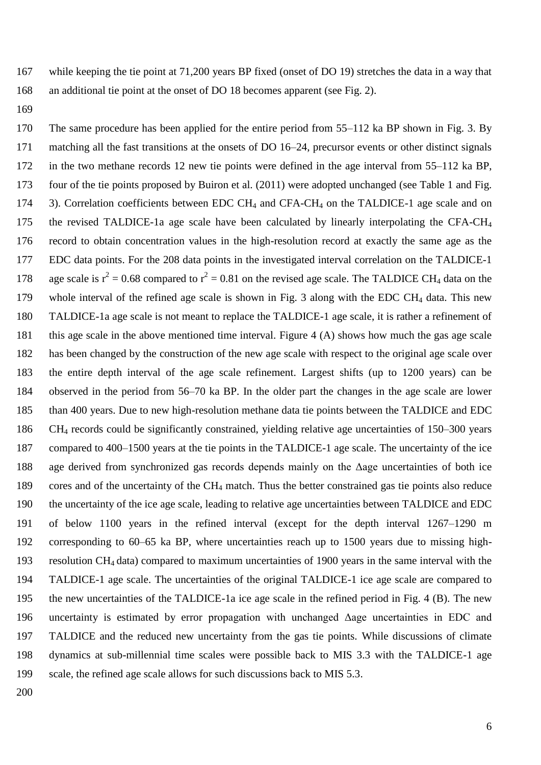while keeping the tie point at 71,200 years BP fixed (onset of DO 19) stretches the data in a way that an additional tie point at the onset of DO 18 becomes apparent (see Fig. 2).

The same procedure has been applied for the entire period from 55–112 ka BP shown in Fig. 3. By matching all the fast transitions at the onsets of DO 16–24, precursor events or other distinct signals in the two methane records 12 new tie points were defined in the age interval from 55–112 ka BP, four of the tie points proposed by Buiron et al. (2011) were adopted unchanged (see Table 1 and Fig. 3). Correlation coefficients between EDC $CH_4$ and CFA-$CH_4$ on the TALDICE-1 age scale and on the revised TALDICE-1a age scale have been calculated by linearly interpolating the CFA-$CH_4$ record to obtain concentration values in the high-resolution record at exactly the same age as the EDC data points. For the 208 data points in the investigated interval correlation on the TALDICE-1 age scale is $r^2 = 0.68$ compared to $r^2 = 0.81$ on the revised age scale. The TALDICE $CH_4$ data on the whole interval of the refined age scale is shown in Fig. 3 along with the EDC $CH_4$ data. This new TALDICE-1a age scale is not meant to replace the TALDICE-1 age scale, it is rather a refinement of this age scale in the above mentioned time interval. Figure 4 (A) shows how much the gas age scale has been changed by the construction of the new age scale with respect to the original age scale over the entire depth interval of the age scale refinement. Largest shifts (up to 1200 years) can be observed in the period from 56–70 ka BP. In the older part the changes in the age scale are lower than 400 years. Due to new high-resolution methane data tie points between the TALDICE and EDC $CH_4$ records could be significantly constrained, yielding relative age uncertainties of 150–300 years compared to 400–1500 years at the tie points in the TALDICE-1 age scale. The uncertainty of the ice age derived from synchronized gas records depends mainly on the Δage uncertainties of both ice cores and of the uncertainty of the $CH_4$ match. Thus the better constrained gas tie points also reduce the uncertainty of the ice age scale, leading to relative age uncertainties between TALDICE and EDC of below 1100 years in the refined interval (except for the depth interval 1267–1290 m corresponding to 60–65 ka BP, where uncertainties reach up to 1500 years due to missing high-resolution $CH_4$ data) compared to maximum uncertainties of 1900 years in the same interval with the TALDICE-1 age scale. The uncertainties of the original TALDICE-1 ice age scale are compared to the new uncertainties of the TALDICE-1a ice age scale in the refined period in Fig. 4 (B). The new uncertainty is estimated by error propagation with unchanged Δage uncertainties in EDC and TALDICE and the reduced new uncertainty from the gas tie points. While discussions of climate dynamics at sub-millennial time scales were possible back to MIS 3.3 with the TALDICE-1 age scale, the refined age scale allows for such discussions back to MIS 5.3.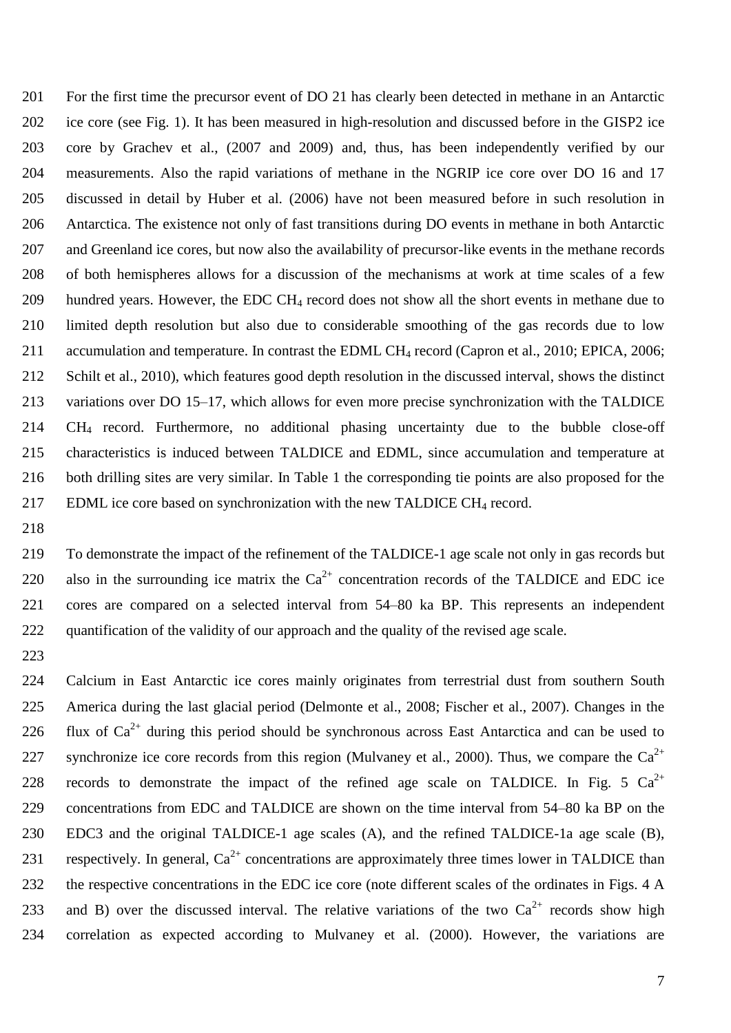For the first time the precursor event of DO 21 has clearly been detected in methane in an Antarctic ice core (see Fig. 1). It has been measured in high-resolution and discussed before in the GISP2 ice core by Grachev et al., (2007 and 2009) and, thus, has been independently verified by our measurements. Also the rapid variations of methane in the NGRIP ice core over DO 16 and 17 discussed in detail by Huber et al. (2006) have not been measured before in such resolution in Antarctica. The existence not only of fast transitions during DO events in methane in both Antarctic and Greenland ice cores, but now also the availability of precursor-like events in the methane records of both hemispheres allows for a discussion of the mechanisms at work at time scales of a few hundred years. However, the EDC $CH_4$ record does not show all the short events in methane due to limited depth resolution but also due to considerable smoothing of the gas records due to low accumulation and temperature. In contrast the EDML $CH_4$ record (Capron et al., 2010; EPICA, 2006; Schilt et al., 2010), which features good depth resolution in the discussed interval, shows the distinct variations over DO 15–17, which allows for even more precise synchronization with the TALDICE $CH_4$ record. Furthermore, no additional phasing uncertainty due to the bubble close-off characteristics is induced between TALDICE and EDML, since accumulation and temperature at both drilling sites are very similar. In Table 1 the corresponding tie points are also proposed for the EDML ice core based on synchronization with the new TALDICE $CH_4$ record.

To demonstrate the impact of the refinement of the TALDICE-1 age scale not only in gas records but also in the surrounding ice matrix the $Ca^{2+}$ concentration records of the TALDICE and EDC ice cores are compared on a selected interval from 54–80 ka BP. This represents an independent quantification of the validity of our approach and the quality of the revised age scale.

Calcium in East Antarctic ice cores mainly originates from terrestrial dust from southern South America during the last glacial period (Delmonte et al., 2008; Fischer et al., 2007). Changes in the flux of $Ca^{2+}$ during this period should be synchronous across East Antarctica and can be used to synchronize ice core records from this region (Mulvaney et al., 2000). Thus, we compare the $Ca^{2+}$ records to demonstrate the impact of the refined age scale on TALDICE. In Fig. 5 $Ca^{2+}$ concentrations from EDC and TALDICE are shown on the time interval from 54–80 ka BP on the EDC3 and the original TALDICE-1 age scales (A), and the refined TALDICE-1a age scale (B), respectively. In general, $Ca^{2+}$ concentrations are approximately three times lower in TALDICE than the respective concentrations in the EDC ice core (note different scales of the ordinates in Figs. 4 A and B) over the discussed interval. The relative variations of the two $Ca^{2+}$ records show high correlation as expected according to Mulvaney et al. (2000). However, the variations are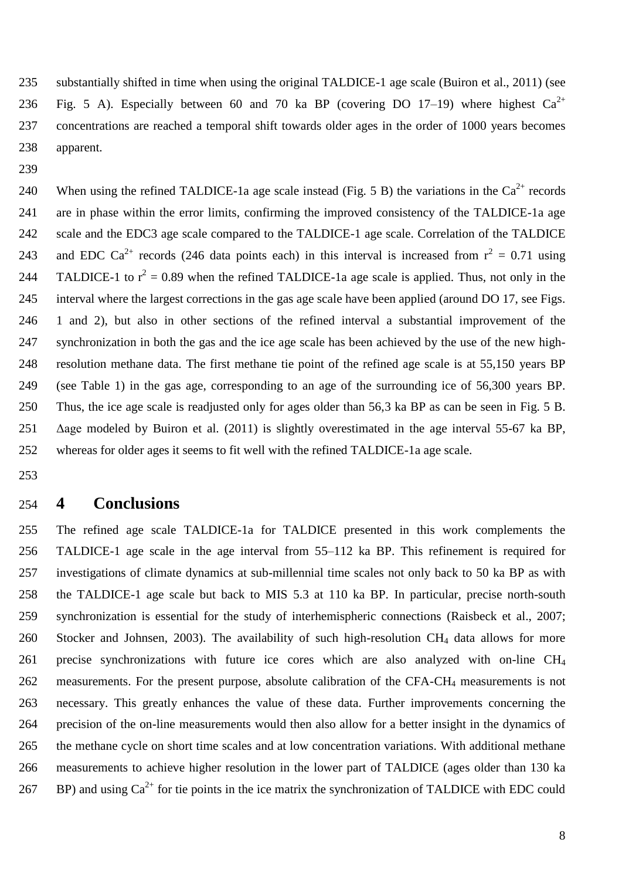substantially shifted in time when using the original TALDICE-1 age scale (Buiron et al., 2011) (see Fig. 5 A). Especially between 60 and 70 ka BP (covering DO 17–19) where highest $Ca^{2+}$ concentrations are reached a temporal shift towards older ages in the order of 1000 years becomes apparent.

When using the refined TALDICE-1a age scale instead (Fig. 5 B) the variations in the $Ca^{2+}$ records are in phase within the error limits, confirming the improved consistency of the TALDICE-1a age scale and the EDC3 age scale compared to the TALDICE-1 age scale. Correlation of the TALDICE and EDC $Ca^{2+}$ records (246 data points each) in this interval is increased from $r^2 = 0.71$ using TALDICE-1 to $r^2 = 0.89$ when the refined TALDICE-1a age scale is applied. Thus, not only in the interval where the largest corrections in the gas age scale have been applied (around DO 17, see Figs. 1 and 2), but also in other sections of the refined interval a substantial improvement of the synchronization in both the gas and the ice age scale has been achieved by the use of the new high-resolution methane data. The first methane tie point of the refined age scale is at 55,150 years BP (see Table 1) in the gas age, corresponding to an age of the surrounding ice of 56,300 years BP. Thus, the ice age scale is readjusted only for ages older than 56,3 ka BP as can be seen in Fig. 5 B. Δage modeled by Buiron et al. (2011) is slightly overestimated in the age interval 55-67 ka BP, whereas for older ages it seems to fit well with the refined TALDICE-1a age scale.

# 4 Conclusions

The refined age scale TALDICE-1a for TALDICE presented in this work complements the TALDICE-1 age scale in the age interval from 55–112 ka BP. This refinement is required for investigations of climate dynamics at sub-millennial time scales not only back to 50 ka BP as with the TALDICE-1 age scale but back to MIS 5.3 at 110 ka BP. In particular, precise north-south synchronization is essential for the study of interhemispheric connections (Raisbeck et al., 2007; Stocker and Johnsen, 2003). The availability of such high-resolution $CH_4$ data allows for more precise synchronizations with future ice cores which are also analyzed with on-line $CH_4$ measurements. For the present purpose, absolute calibration of the CFA-$CH_4$ measurements is not necessary. This greatly enhances the value of these data. Further improvements concerning the precision of the on-line measurements would then also allow for a better insight in the dynamics of the methane cycle on short time scales and at low concentration variations. With additional methane measurements to achieve higher resolution in the lower part of TALDICE (ages older than 130 ka BP) and using $Ca^{2+}$ for tie points in the ice matrix the synchronization of TALDICE with EDC could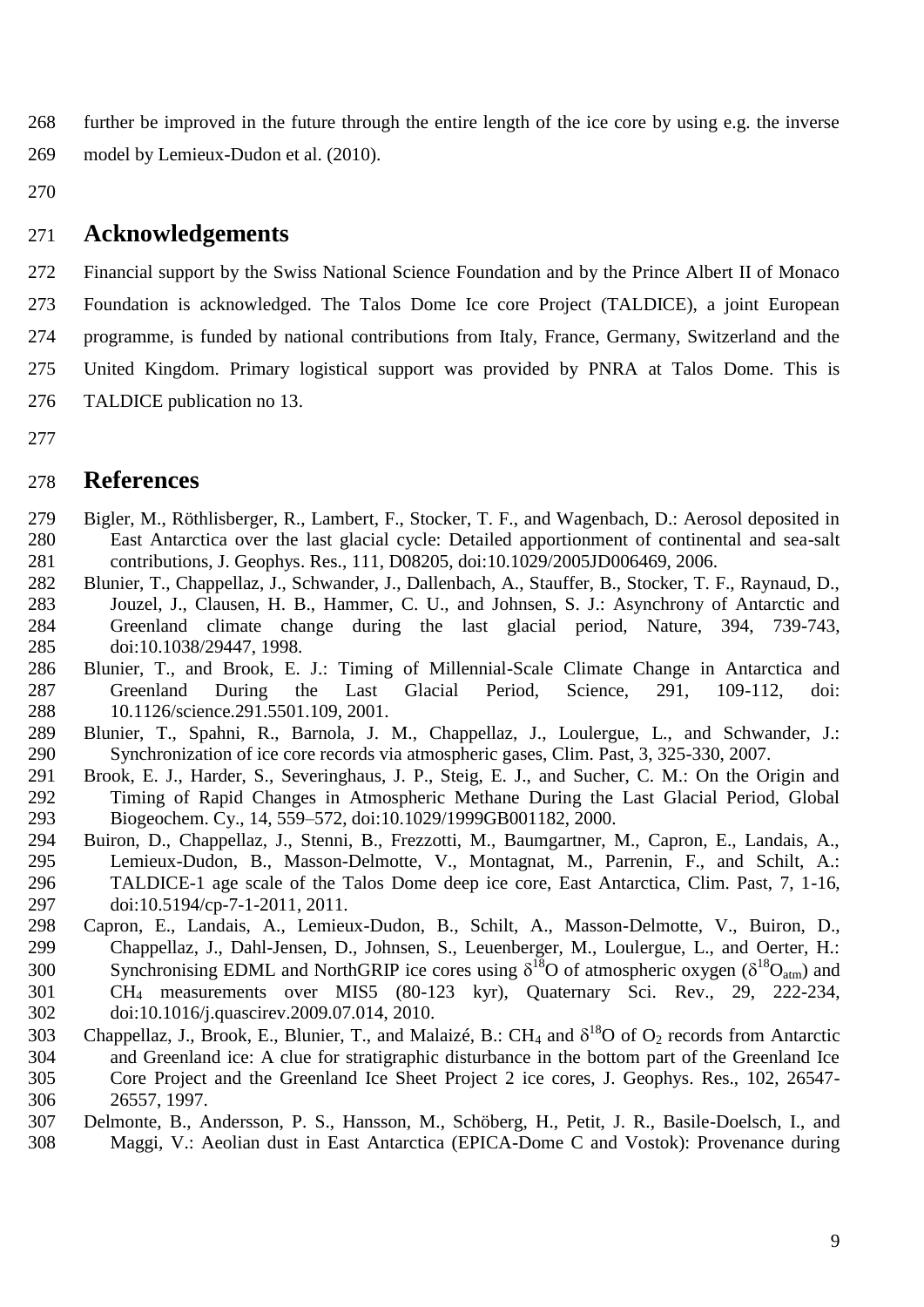further be improved in the future through the entire length of the ice core by using e.g. the inverse model by Lemieux-Dudon et al. (2010).

## Acknowledgements

Financial support by the Swiss National Science Foundation and by the Prince Albert II of Monaco Foundation is acknowledged. The Talos Dome Ice core Project (TALDICE), a joint European programme, is funded by national contributions from Italy, France, Germany, Switzerland and the United Kingdom. Primary logistical support was provided by PNRA at Talos Dome. This is TALDICE publication no 13.

## References

Bigler, M., Röthlisberger, R., Lambert, F., Stocker, T. F., and Wagenbach, D.: Aerosol deposited in East Antarctica over the last glacial cycle: Detailed apportionment of continental and sea-salt contributions, J. Geophys. Res., 111, D08205, doi:10.1029/2005JD006469, 2006.

Blunier, T., Chappellaz, J., Schwander, J., Dallenbach, A., Stauffer, B., Stocker, T. F., Raynaud, D., Jouzel, J., Clausen, H. B., Hammer, C. U., and Johnsen, S. J.: Asynchrony of Antarctic and Greenland climate change during the last glacial period, Nature, 394, 739-743, doi:10.1038/29447, 1998.

Blunier, T., and Brook, E. J.: Timing of Millennial-Scale Climate Change in Antarctica and Greenland During the Last Glacial Period, Science, 291, 109-112, doi: 10.1126/science.291.5501.109, 2001.

Blunier, T., Spahni, R., Barnola, J. M., Chappellaz, J., Loulergue, L., and Schwander, J.: Synchronization of ice core records via atmospheric gases, Clim. Past, 3, 325-330, 2007.

Brook, E. J., Harder, S., Severinghaus, J. P., Steig, E. J., and Sucher, C. M.: On the Origin and Timing of Rapid Changes in Atmospheric Methane During the Last Glacial Period, Global Biogeochem. Cy., 14, 559–572, doi:10.1029/1999GB001182, 2000.

Buiron, D., Chappellaz, J., Stenni, B., Frezzotti, M., Baumgartner, M., Capron, E., Landais, A., Lemieux-Dudon, B., Masson-Delmotte, V., Montagnat, M., Parrenin, F., and Schilt, A.: TALDICE-1 age scale of the Talos Dome deep ice core, East Antarctica, Clim. Past, 7, 1-16, doi:10.5194/cp-7-1-2011, 2011.

Capron, E., Landais, A., Lemieux-Dudon, B., Schilt, A., Masson-Delmotte, V., Buiron, D., Chappellaz, J., Dahl-Jensen, D., Johnsen, S., Leuenberger, M., Loulergue, L., and Oerter, H.: Synchronising EDML and NorthGRIP ice cores using $\delta^{18}$O of atmospheric oxygen ($\delta^{18}O_{atm}$) and $CH_4$ measurements over MIS5 (80-123 kyr), Quaternary Sci. Rev., 29, 222-234, doi:10.1016/j.quascirev.2009.07.014, 2010.

Chappellaz, J., Brook, E., Blunier, T., and Malaizé, B.: $CH_4$ and $\delta^{18}$O of $O_2$ records from Antarctic and Greenland ice: A clue for stratigraphic disturbance in the bottom part of the Greenland Ice Core Project and the Greenland Ice Sheet Project 2 ice cores, J. Geophys. Res., 102, 26547-26557, 1997.

Delmonte, B., Andersson, P. S., Hansson, M., Schöberg, H., Petit, J. R., Basile-Doelsch, I., and Maggi, V.: Aeolian dust in East Antarctica (EPICA-Dome C and Vostok): Provenance during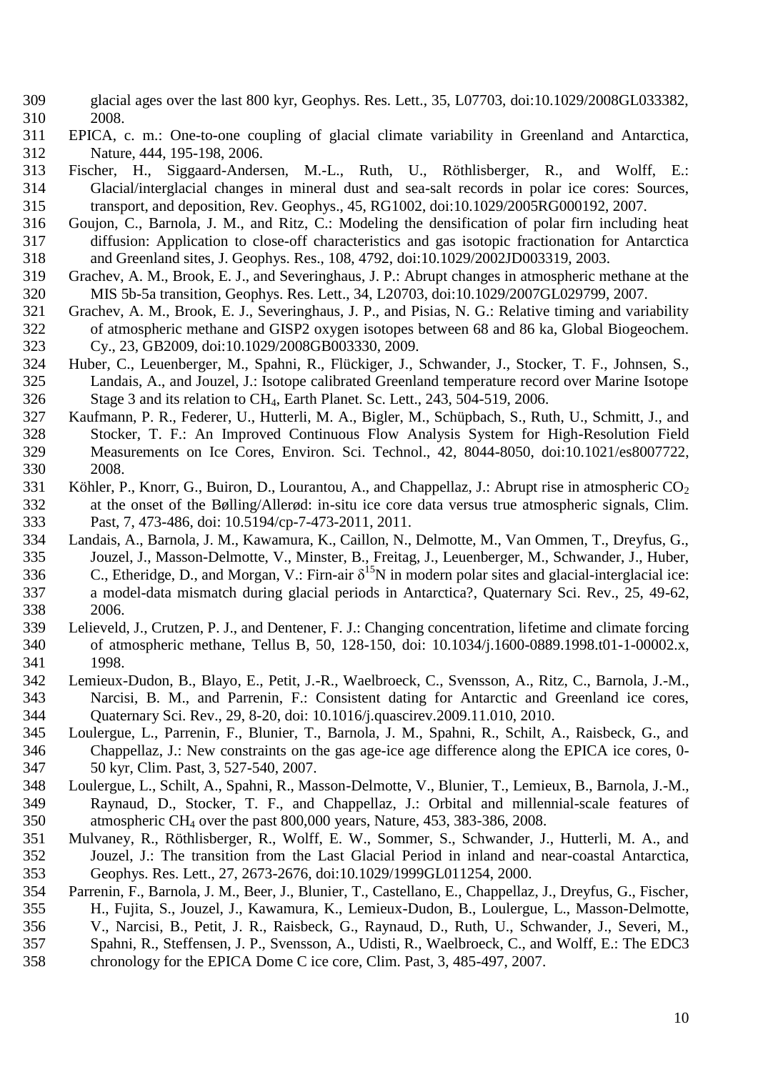glacial ages over the last 800 kyr, Geophys. Res. Lett., 35, L07703, doi:10.1029/2008GL033382, 2008.

EPICA, c. m.: One-to-one coupling of glacial climate variability in Greenland and Antarctica, Nature, 444, 195-198, 2006.

Fischer, H., Siggaard-Andersen, M.-L., Ruth, U., Röthlisberger, R., and Wolff, E.: Glacial/interglacial changes in mineral dust and sea-salt records in polar ice cores: Sources, transport, and deposition, Rev. Geophys., 45, RG1002, doi:10.1029/2005RG000192, 2007.

Goujon, C., Barnola, J. M., and Ritz, C.: Modeling the densification of polar firn including heat diffusion: Application to close-off characteristics and gas isotopic fractionation for Antarctica and Greenland sites, J. Geophys. Res., 108, 4792, doi:10.1029/2002JD003319, 2003.

Grachev, A. M., Brook, E. J., and Severinghaus, J. P.: Abrupt changes in atmospheric methane at the MIS 5b-5a transition, Geophys. Res. Lett., 34, L20703, doi:10.1029/2007GL029799, 2007.

Grachev, A. M., Brook, E. J., Severinghaus, J. P., and Pisias, N. G.: Relative timing and variability of atmospheric methane and GISP2 oxygen isotopes between 68 and 86 ka, Global Biogeochem. Cy., 23, GB2009, doi:10.1029/2008GB003330, 2009.

Huber, C., Leuenberger, M., Spahni, R., Flückiger, J., Schwander, J., Stocker, T. F., Johnsen, S., Landais, A., and Jouzel, J.: Isotope calibrated Greenland temperature record over Marine Isotope Stage 3 and its relation to $CH_4$, Earth Planet. Sc. Lett., 243, 504-519, 2006.

Kaufmann, P. R., Federer, U., Hutterli, M. A., Bigler, M., Schüpbach, S., Ruth, U., Schmitt, J., and Stocker, T. F.: An Improved Continuous Flow Analysis System for High-Resolution Field Measurements on Ice Cores, Environ. Sci. Technol., 42, 8044-8050, doi:10.1021/es8007722, 2008.

Köhler, P., Knorr, G., Buiron, D., Lourantou, A., and Chappellaz, J.: Abrupt rise in atmospheric $CO_2$ at the onset of the Bølling/Allerød: in-situ ice core data versus true atmospheric signals, Clim. Past, 7, 473-486, doi: 10.5194/cp-7-473-2011, 2011.

Landais, A., Barnola, J. M., Kawamura, K., Caillon, N., Delmotte, M., Van Ommen, T., Dreyfus, G., Jouzel, J., Masson-Delmotte, V., Minster, B., Freitag, J., Leuenberger, M., Schwander, J., Huber, C., Etheridge, D., and Morgan, V.: Firn-air $\delta^{15}N$ in modern polar sites and glacial-interglacial ice: a model-data mismatch during glacial periods in Antarctica?, Quaternary Sci. Rev., 25, 49-62, 2006.

Lelieveld, J., Crutzen, P. J., and Dentener, F. J.: Changing concentration, lifetime and climate forcing of atmospheric methane, Tellus B, 50, 128-150, doi: 10.1034/j.1600-0889.1998.t01-1-00002.x, 1998.

Lemieux-Dudon, B., Blayo, E., Petit, J.-R., Waelbroeck, C., Svensson, A., Ritz, C., Barnola, J.-M., Narcisi, B. M., and Parrenin, F.: Consistent dating for Antarctic and Greenland ice cores, Quaternary Sci. Rev., 29, 8-20, doi: 10.1016/j.quascirev.2009.11.010, 2010.

Loulergue, L., Parrenin, F., Blunier, T., Barnola, J. M., Spahni, R., Schilt, A., Raisbeck, G., and Chappellaz, J.: New constraints on the gas age-ice age difference along the EPICA ice cores, 0-50 kyr, Clim. Past, 3, 527-540, 2007.

Loulergue, L., Schilt, A., Spahni, R., Masson-Delmotte, V., Blunier, T., Lemieux, B., Barnola, J.-M., Raynaud, D., Stocker, T. F., and Chappellaz, J.: Orbital and millennial-scale features of atmospheric $CH_4$ over the past 800,000 years, Nature, 453, 383-386, 2008.

Mulvaney, R., Röthlisberger, R., Wolff, E. W., Sommer, S., Schwander, J., Hutterli, M. A., and Jouzel, J.: The transition from the Last Glacial Period in inland and near-coastal Antarctica, Geophys. Res. Lett., 27, 2673-2676, doi:10.1029/1999GL011254, 2000.

Parrenin, F., Barnola, J. M., Beer, J., Blunier, T., Castellano, E., Chappellaz, J., Dreyfus, G., Fischer, H., Fujita, S., Jouzel, J., Kawamura, K., Lemieux-Dudon, B., Loulergue, L., Masson-Delmotte, V., Narcisi, B., Petit, J. R., Raisbeck, G., Raynaud, D., Ruth, U., Schwander, J., Severi, M., Spahni, R., Steffensen, J. P., Svensson, A., Udisti, R., Waelbroeck, C., and Wolff, E.: The EDC3 chronology for the EPICA Dome C ice core, Clim. Past, 3, 485-497, 2007.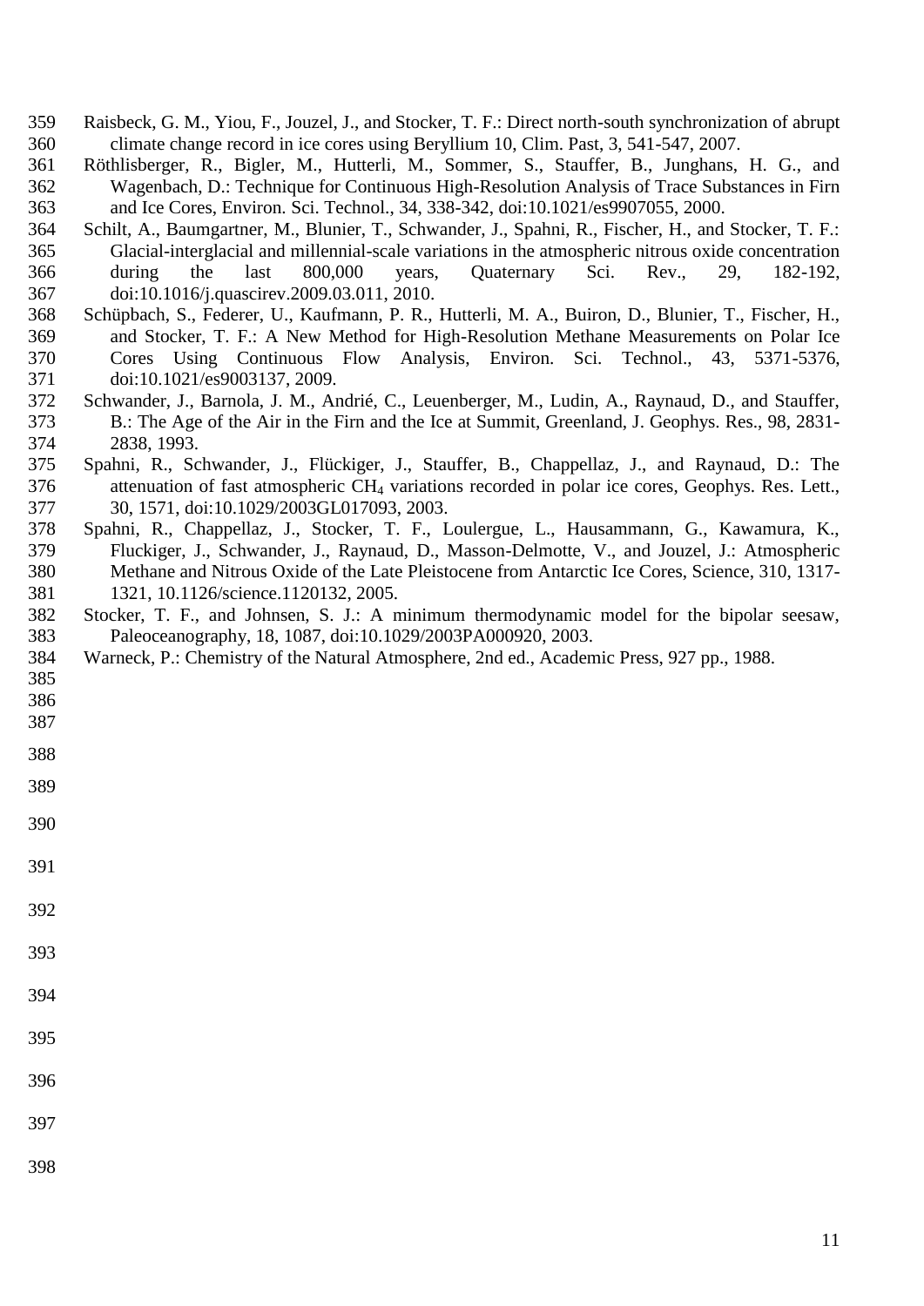Raisbeck, G. M., Yiou, F., Jouzel, J., and Stocker, T. F.: Direct north-south synchronization of abrupt climate change record in ice cores using Beryllium 10, Clim. Past, 3, 541-547, 2007.

Röthlisberger, R., Bigler, M., Hutterli, M., Sommer, S., Stauffer, B., Junghans, H. G., and Wagenbach, D.: Technique for Continuous High-Resolution Analysis of Trace Substances in Firn and Ice Cores, Environ. Sci. Technol., 34, 338-342, doi:10.1021/es9907055, 2000.

Schilt, A., Baumgartner, M., Blunier, T., Schwander, J., Spahni, R., Fischer, H., and Stocker, T. F.: Glacial-interglacial and millennial-scale variations in the atmospheric nitrous oxide concentration during the last 800,000 years, Quaternary Sci. Rev., 29, 182-192, doi:10.1016/j.quascirev.2009.03.011, 2010.

Schüpbach, S., Federer, U., Kaufmann, P. R., Hutterli, M. A., Buiron, D., Blunier, T., Fischer, H., and Stocker, T. F.: A New Method for High-Resolution Methane Measurements on Polar Ice Cores Using Continuous Flow Analysis, Environ. Sci. Technol., 43, 5371-5376, doi:10.1021/es9003137, 2009.

Schwander, J., Barnola, J. M., Andrié, C., Leuenberger, M., Ludin, A., Raynaud, D., and Stauffer, B.: The Age of the Air in the Firn and the Ice at Summit, Greenland, J. Geophys. Res., 98, 2831-2838, 1993.

Spahni, R., Schwander, J., Flückiger, J., Stauffer, B., Chappellaz, J., and Raynaud, D.: The attenuation of fast atmospheric $CH_4$ variations recorded in polar ice cores, Geophys. Res. Lett., 30, 1571, doi:10.1029/2003GL017093, 2003.

Spahni, R., Chappellaz, J., Stocker, T. F., Loulergue, L., Hausammann, G., Kawamura, K., Fluckiger, J., Schwander, J., Raynaud, D., Masson-Delmotte, V., and Jouzel, J.: Atmospheric Methane and Nitrous Oxide of the Late Pleistocene from Antarctic Ice Cores, Science, 310, 1317-1321, 10.1126/science.1120132, 2005.

Stocker, T. F., and Johnsen, S. J.: A minimum thermodynamic model for the bipolar seesaw, Paleoceanography, 18, 1087, doi:10.1029/2003PA000920, 2003.

Warneck, P.: Chemistry of the Natural Atmosphere, 2nd ed., Academic Press, 927 pp., 1988.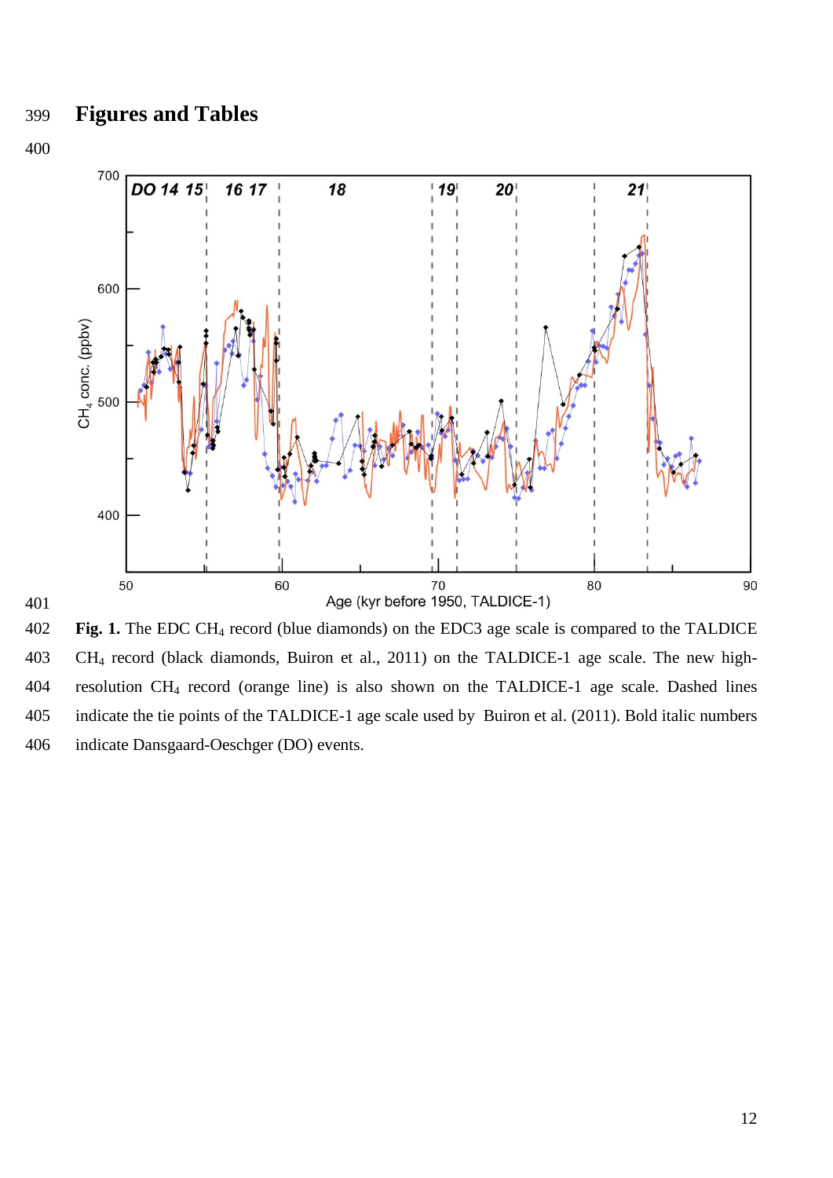# Figures and Tables

**Fig. 1.** The EDC $CH_4$ record (blue diamonds) on the EDC3 age scale is compared to the TALDICE $CH_4$ record (black diamonds, Buiron et al., 2011) on the TALDICE-1 age scale. The new high-resolution $CH_4$ record (orange line) is also shown on the TALDICE-1 age scale. Dashed lines indicate the tie points of the TALDICE-1 age scale used by Buiron et al. (2011). Bold italic numbers indicate Dansgaard-Oeschger (DO) events.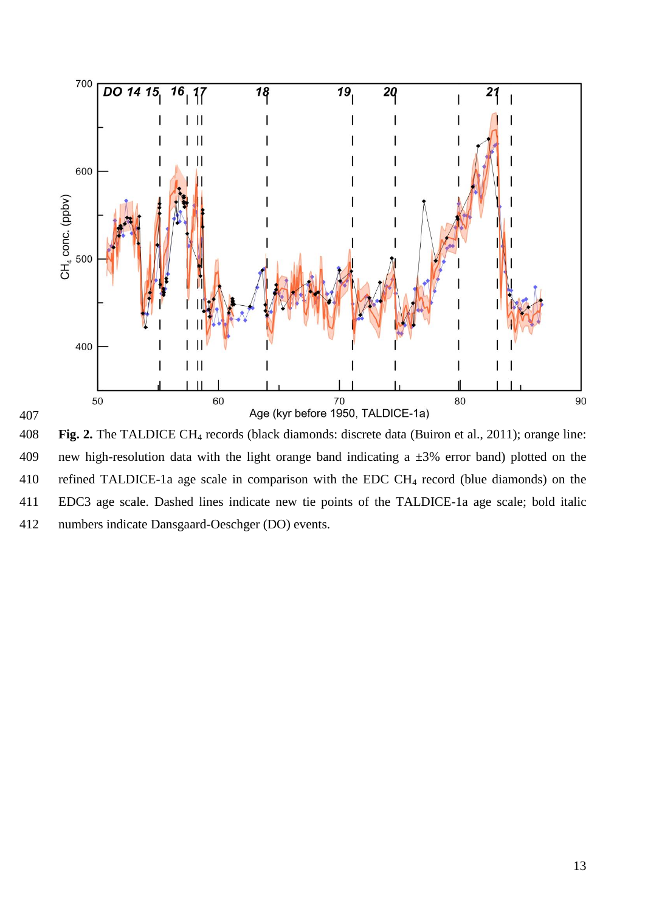**Fig. 2.** The TALDICE $CH_4$ records (black diamonds: discrete data (Buiron et al., 2011); orange line: new high-resolution data with the light orange band indicating a ±3% error band) plotted on the refined TALDICE-1a age scale in comparison with the EDC $CH_4$ record (blue diamonds) on the EDC3 age scale. Dashed lines indicate new tie points of the TALDICE-1a age scale; bold italic numbers indicate Dansgaard-Oeschger (DO) events.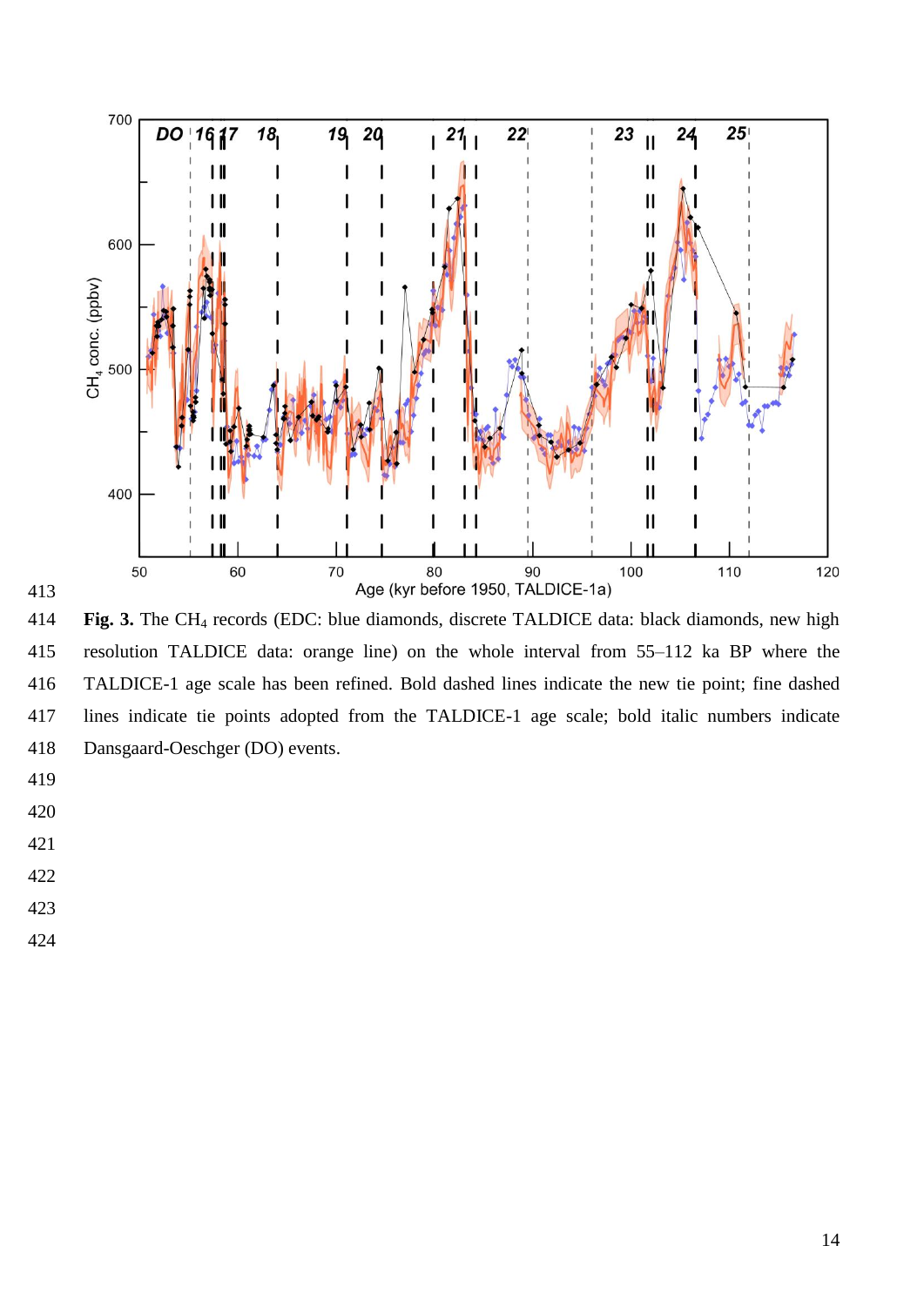**Fig. 3.** The $CH_4$ records (EDC: blue diamonds, discrete TALDICE data: black diamonds, new high resolution TALDICE data: orange line) on the whole interval from 55–112 ka BP where the TALDICE-1 age scale has been refined. Bold dashed lines indicate the new tie point; fine dashed lines indicate tie points adopted from the TALDICE-1 age scale; bold italic numbers indicate Dansgaard-Oeschger (DO) events.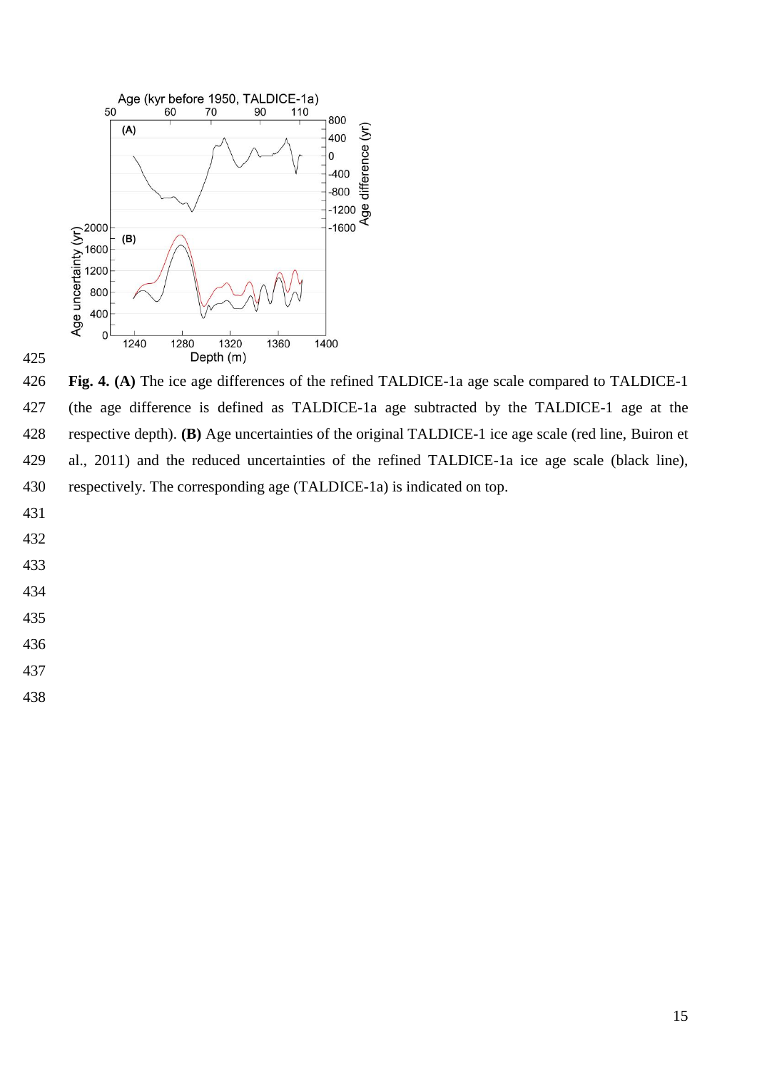**Fig. 4. (A)** The ice age differences of the refined TALDICE-1a age scale compared to TALDICE-1 (the age difference is defined as TALDICE-1a age subtracted by the TALDICE-1 age at the respective depth). **(B)** Age uncertainties of the original TALDICE-1 ice age scale (red line, Buiron et al., 2011) and the reduced uncertainties of the refined TALDICE-1a ice age scale (black line), respectively. The corresponding age (TALDICE-1a) is indicated on top.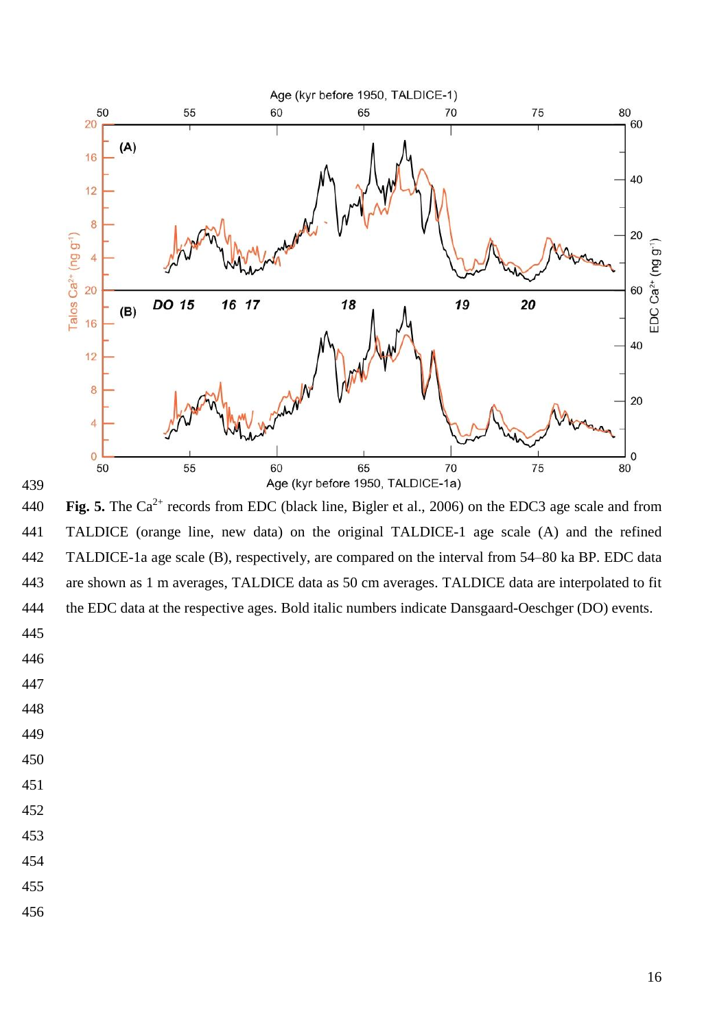**Fig. 5.** The $Ca^{2+}$ records from EDC (black line, Bigler et al., 2006) on the EDC3 age scale and from TALDICE (orange line, new data) on the original TALDICE-1 age scale (A) and the refined TALDICE-1a age scale (B), respectively, are compared on the interval from 54–80 ka BP. EDC data are shown as 1 m averages, TALDICE data as 50 cm averages. TALDICE data are interpolated to fit the EDC data at the respective ages. Bold italic numbers indicate Dansgaard-Oeschger (DO) events.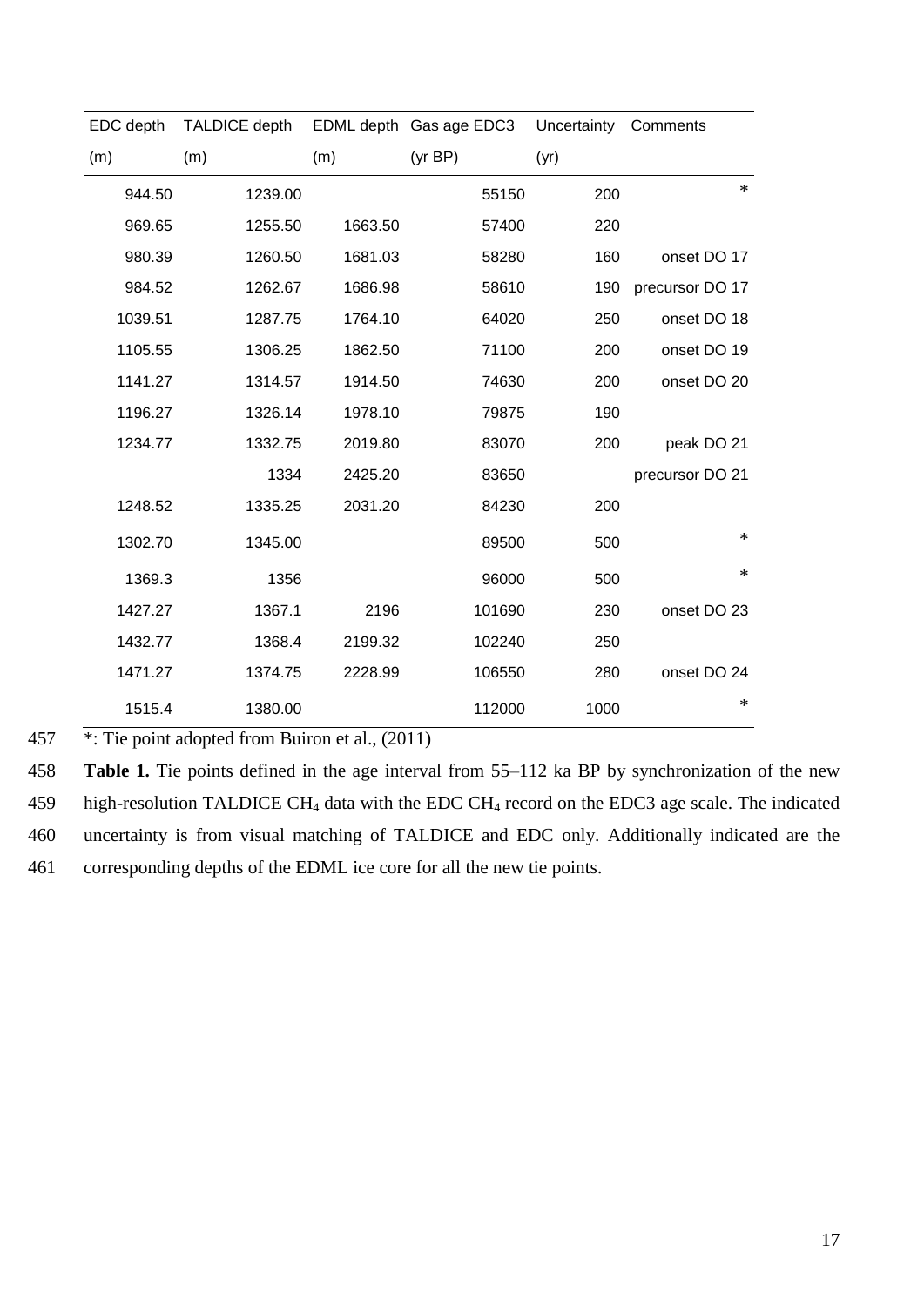| EDC depth (m) | TALDICE depth (m) | EDML depth (m) | Gas age EDC3 (yr BP) | Uncertainty (yr) | Comments |
|---|---|---|---|---|---|
| 944.50 | 1239.00 | | 55150 | 200 | * |
| 969.65 | 1255.50 | 1663.50 | 57400 | 220 | |
| 980.39 | 1260.50 | 1681.03 | 58280 | 160 | onset DO 17 |
| 984.52 | 1262.67 | 1686.98 | 58610 | 190 | precursor DO 17 |
| 1039.51 | 1287.75 | 1764.10 | 64020 | 250 | onset DO 18 |
| 1105.55 | 1306.25 | 1862.50 | 71100 | 200 | onset DO 19 |
| 1141.27 | 1314.57 | 1914.50 | 74630 | 200 | onset DO 20 |
| 1196.27 | 1326.14 | 1978.10 | 79875 | 190 | |
| 1234.77 | 1332.75 | 2019.80 | 83070 | 200 | peak DO 21 |
| | 1334 | 2425.20 | 83650 | | precursor DO 21 |
| 1248.52 | 1335.25 | 2031.20 | 84230 | 200 | |
| 1302.70 | 1345.00 | | 89500 | 500 | * |
| 1369.3 | 1356 | | 96000 | 500 | * |
| 1427.27 | 1367.1 | 2196 | 101690 | 230 | onset DO 23 |
| 1432.77 | 1368.4 | 2199.32 | 102240 | 250 | |
| 1471.27 | 1374.75 | 2228.99 | 106550 | 280 | onset DO 24 |
| 1515.4 | 1380.00 | | 112000 | 1000 | * |

*: Tie point adopted from Buiron et al., (2011)

**Table 1.** Tie points defined in the age interval from 55–112 ka BP by synchronization of the new high-resolution TALDICE $CH_4$ data with the EDC $CH_4$ record on the EDC3 age scale. The indicated uncertainty is from visual matching of TALDICE and EDC only. Additionally indicated are the corresponding depths of the EDML ice core for all the new tie points.